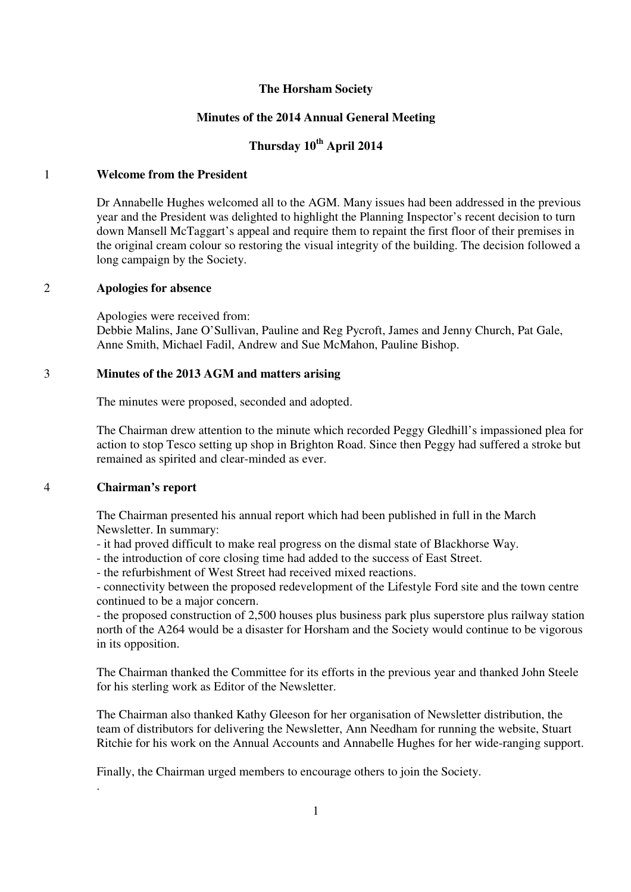# The Horsham Society

## Minutes of the 2014 Annual General Meeting

## Thursday 10th April 2014

### 1 Welcome from the President

Dr Annabelle Hughes welcomed all to the AGM. Many issues had been addressed in the previous year and the President was delighted to highlight the Planning Inspector's recent decision to turn down Mansell McTaggart's appeal and require them to repaint the first floor of their premises in the original cream colour so restoring the visual integrity of the building. The decision followed a long campaign by the Society.

### 2 Apologies for absence

Apologies were received from:
Debbie Malins, Jane O'Sullivan, Pauline and Reg Pycroft, James and Jenny Church, Pat Gale, Anne Smith, Michael Fadil, Andrew and Sue McMahon, Pauline Bishop.

### 3 Minutes of the 2013 AGM and matters arising

The minutes were proposed, seconded and adopted.

The Chairman drew attention to the minute which recorded Peggy Gledhill's impassioned plea for action to stop Tesco setting up shop in Brighton Road. Since then Peggy had suffered a stroke but remained as spirited and clear-minded as ever.

### 4 Chairman's report

The Chairman presented his annual report which had been published in full in the March Newsletter. In summary:

- it had proved difficult to make real progress on the dismal state of Blackhorse Way.
- the introduction of core closing time had added to the success of East Street.
- the refurbishment of West Street had received mixed reactions.
- connectivity between the proposed redevelopment of the Lifestyle Ford site and the town centre continued to be a major concern.
- the proposed construction of 2,500 houses plus business park plus superstore plus railway station north of the A264 would be a disaster for Horsham and the Society would continue to be vigorous in its opposition.

The Chairman thanked the Committee for its efforts in the previous year and thanked John Steele for his sterling work as Editor of the Newsletter.

The Chairman also thanked Kathy Gleeson for her organisation of Newsletter distribution, the team of distributors for delivering the Newsletter, Ann Needham for running the website, Stuart Ritchie for his work on the Annual Accounts and Annabelle Hughes for her wide-ranging support.

Finally, the Chairman urged members to encourage others to join the Society.

.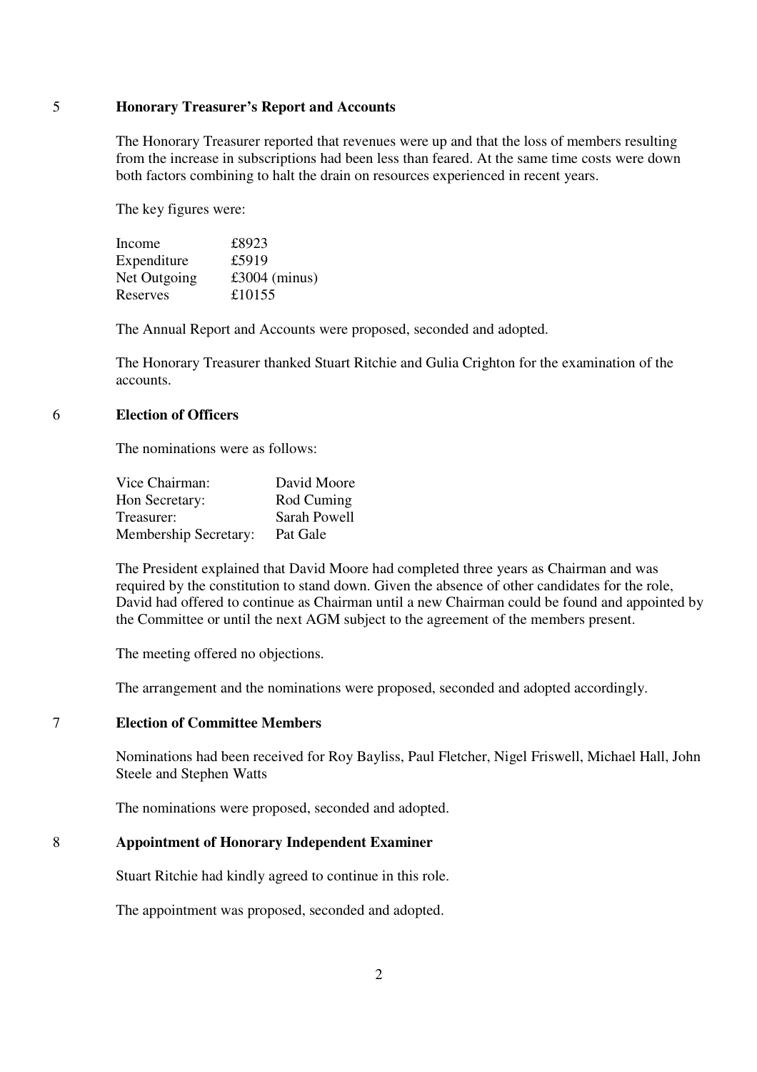## 5 Honorary Treasurer's Report and Accounts

The Honorary Treasurer reported that revenues were up and that the loss of members resulting from the increase in subscriptions had been less than feared. At the same time costs were down both factors combining to halt the drain on resources experienced in recent years.

The key figures were:

| | |
|---|---|
| Income | £8923 |
| Expenditure | £5919 |
| Net Outgoing | £3004 (minus) |
| Reserves | £10155 |

The Annual Report and Accounts were proposed, seconded and adopted.

The Honorary Treasurer thanked Stuart Ritchie and Gulia Crighton for the examination of the accounts.

## 6 Election of Officers

The nominations were as follows:

| | |
|---|---|
| Vice Chairman: | David Moore |
| Hon Secretary: | Rod Cuming |
| Treasurer: | Sarah Powell |
| Membership Secretary: | Pat Gale |

The President explained that David Moore had completed three years as Chairman and was required by the constitution to stand down. Given the absence of other candidates for the role, David had offered to continue as Chairman until a new Chairman could be found and appointed by the Committee or until the next AGM subject to the agreement of the members present.

The meeting offered no objections.

The arrangement and the nominations were proposed, seconded and adopted accordingly.

## 7 Election of Committee Members

Nominations had been received for Roy Bayliss, Paul Fletcher, Nigel Friswell, Michael Hall, John Steele and Stephen Watts

The nominations were proposed, seconded and adopted.

## 8 Appointment of Honorary Independent Examiner

Stuart Ritchie had kindly agreed to continue in this role.

The appointment was proposed, seconded and adopted.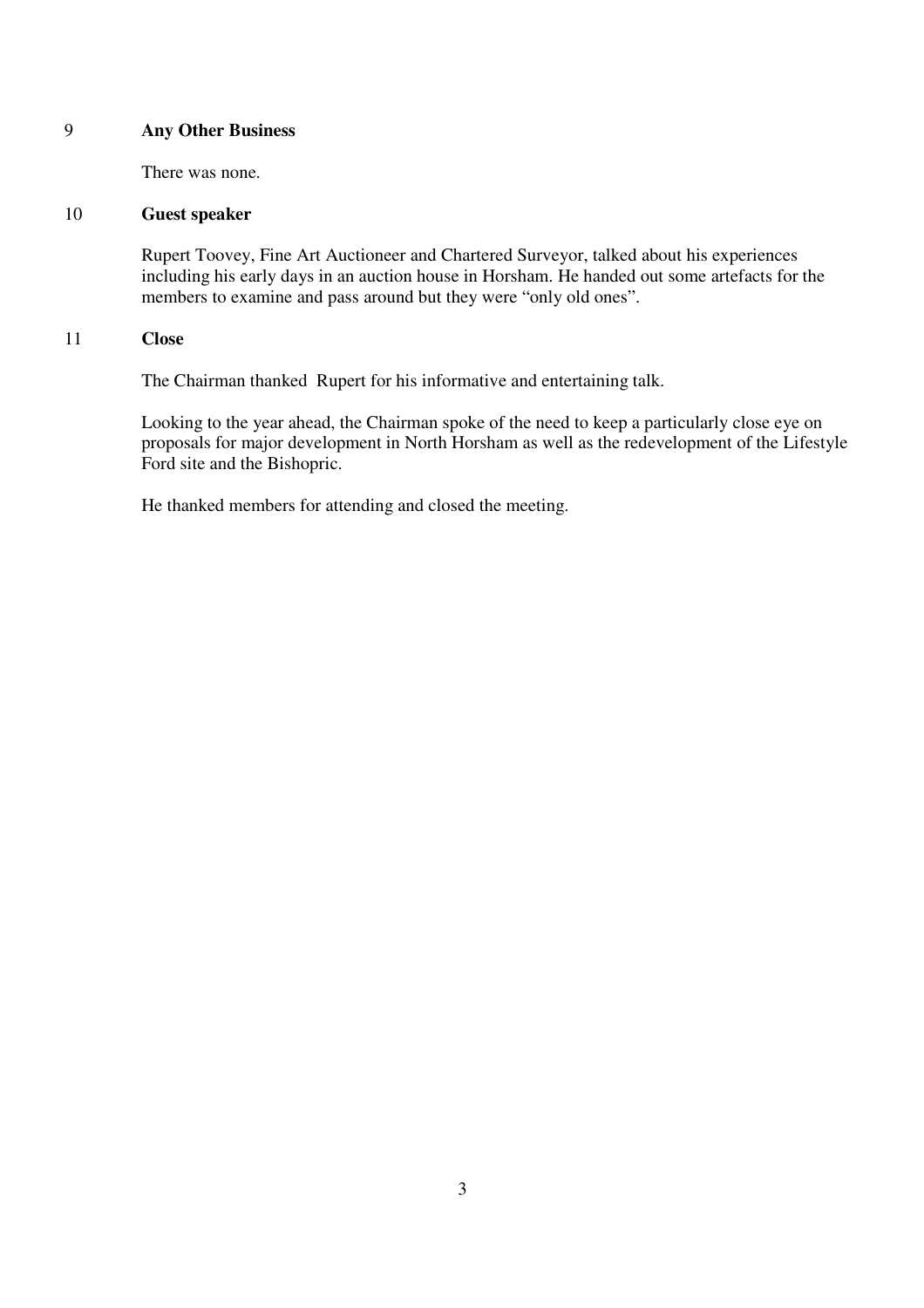## 9 Any Other Business

There was none.

## 10 Guest speaker

Rupert Toovey, Fine Art Auctioneer and Chartered Surveyor, talked about his experiences including his early days in an auction house in Horsham. He handed out some artefacts for the members to examine and pass around but they were "only old ones".

## 11 Close

The Chairman thanked Rupert for his informative and entertaining talk.

Looking to the year ahead, the Chairman spoke of the need to keep a particularly close eye on proposals for major development in North Horsham as well as the redevelopment of the Lifestyle Ford site and the Bishopric.

He thanked members for attending and closed the meeting.